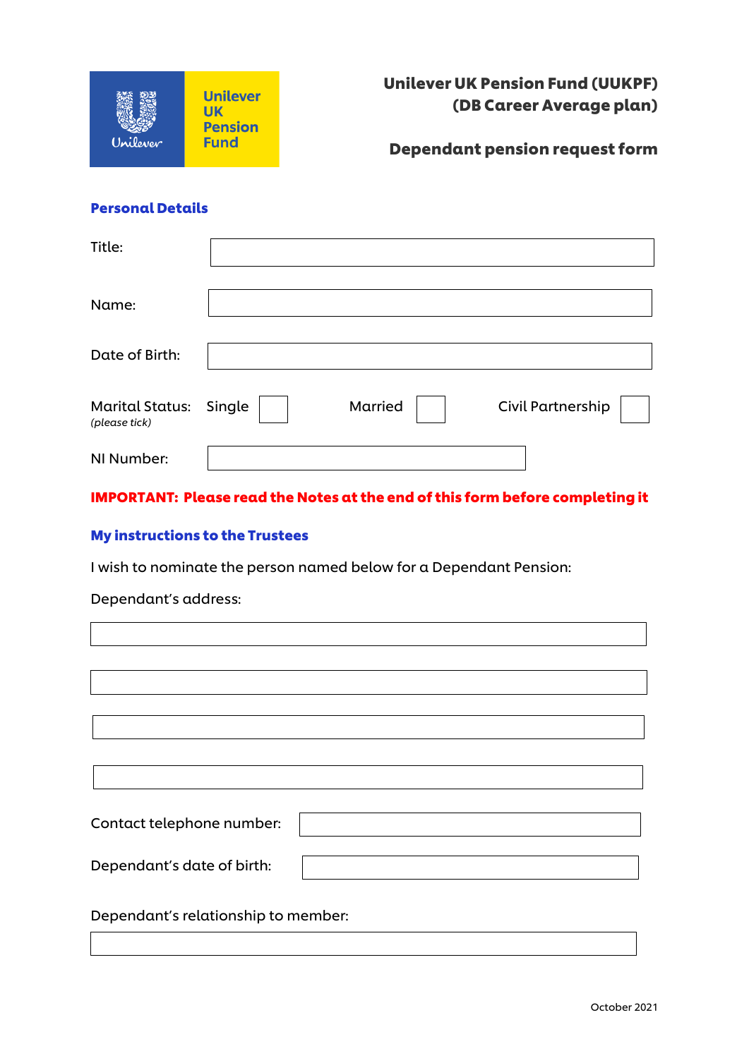Unilever UK Pension Fund

# Unilever UK Pension Fund (UUKPF) (DB Career Average plan)

## Dependant pension request form

### Personal Details

Title:

Name:

Date of Birth:

Marital Status: *(please tick)* Single ☐ Married ☐ Civil Partnership ☐

NI Number:

**IMPORTANT: Please read the Notes at the end of this form before completing it**

### My instructions to the Trustees

I wish to nominate the person named below for a Dependant Pension:

Dependant's address:

Contact telephone number:

Dependant's date of birth:

Dependant's relationship to member:

October 2021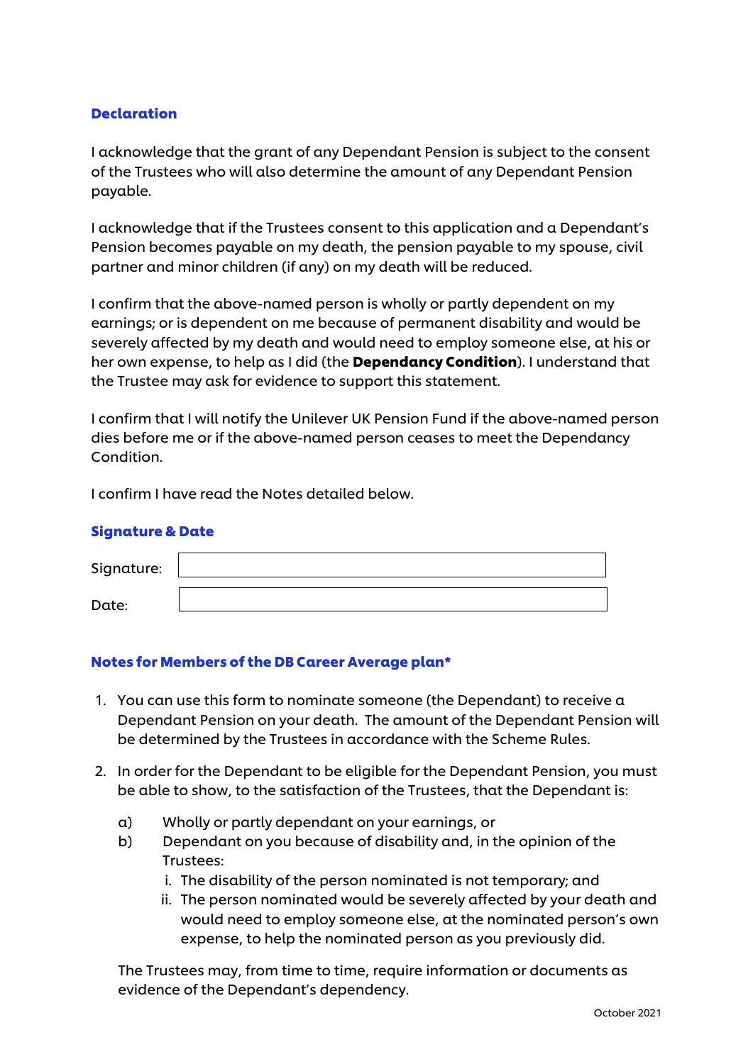## Declaration

I acknowledge that the grant of any Dependant Pension is subject to the consent of the Trustees who will also determine the amount of any Dependant Pension payable.

I acknowledge that if the Trustees consent to this application and a Dependant's Pension becomes payable on my death, the pension payable to my spouse, civil partner and minor children (if any) on my death will be reduced.

I confirm that the above-named person is wholly or partly dependent on my earnings; or is dependent on me because of permanent disability and would be severely affected by my death and would need to employ someone else, at his or her own expense, to help as I did (the **Dependancy Condition**). I understand that the Trustee may ask for evidence to support this statement.

I confirm that I will notify the Unilever UK Pension Fund if the above-named person dies before me or if the above-named person ceases to meet the Dependancy Condition.

I confirm I have read the Notes detailed below.

## Signature & Date

| | |
|---|---|
| Signature: | |
| Date: | |

## Notes for Members of the DB Career Average plan*

1. You can use this form to nominate someone (the Dependant) to receive a Dependant Pension on your death. The amount of the Dependant Pension will be determined by the Trustees in accordance with the Scheme Rules.

2. In order for the Dependant to be eligible for the Dependant Pension, you must be able to show, to the satisfaction of the Trustees, that the Dependant is:

   a) Wholly or partly dependant on your earnings, or
   b) Dependant on you because of disability and, in the opinion of the Trustees:
      i. The disability of the person nominated is not temporary; and
      ii. The person nominated would be severely affected by your death and would need to employ someone else, at the nominated person's own expense, to help the nominated person as you previously did.

   The Trustees may, from time to time, require information or documents as evidence of the Dependant's dependency.

October 2021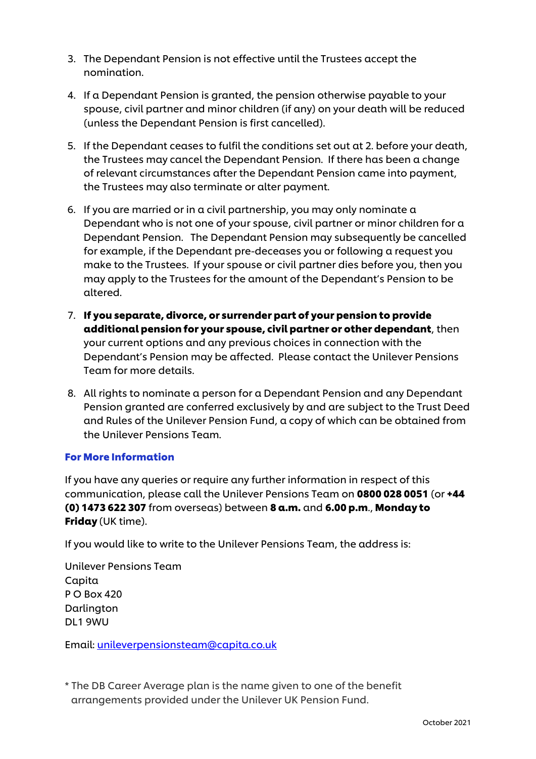3. The Dependant Pension is not effective until the Trustees accept the nomination.

4. If a Dependant Pension is granted, the pension otherwise payable to your spouse, civil partner and minor children (if any) on your death will be reduced (unless the Dependant Pension is first cancelled).

5. If the Dependant ceases to fulfil the conditions set out at 2. before your death, the Trustees may cancel the Dependant Pension. If there has been a change of relevant circumstances after the Dependant Pension came into payment, the Trustees may also terminate or alter payment.

6. If you are married or in a civil partnership, you may only nominate a Dependant who is not one of your spouse, civil partner or minor children for a Dependant Pension. The Dependant Pension may subsequently be cancelled for example, if the Dependant pre-deceases you or following a request you make to the Trustees. If your spouse or civil partner dies before you, then you may apply to the Trustees for the amount of the Dependant's Pension to be altered.

7. **If you separate, divorce, or surrender part of your pension to provide additional pension for your spouse, civil partner or other dependant**, then your current options and any previous choices in connection with the Dependant's Pension may be affected. Please contact the Unilever Pensions Team for more details.

8. All rights to nominate a person for a Dependant Pension and any Dependant Pension granted are conferred exclusively by and are subject to the Trust Deed and Rules of the Unilever Pension Fund, a copy of which can be obtained from the Unilever Pensions Team.

## For More Information

If you have any queries or require any further information in respect of this communication, please call the Unilever Pensions Team on **0800 028 0051** (or **+44 (0) 1473 622 307** from overseas) between **8 a.m.** and **6.00 p.m**., **Monday to Friday** (UK time).

If you would like to write to the Unilever Pensions Team, the address is:

Unilever Pensions Team
Capita
P O Box 420
Darlington
DL1 9WU

Email: unileverpensionsteam@capita.co.uk

* The DB Career Average plan is the name given to one of the benefit arrangements provided under the Unilever UK Pension Fund.

October 2021